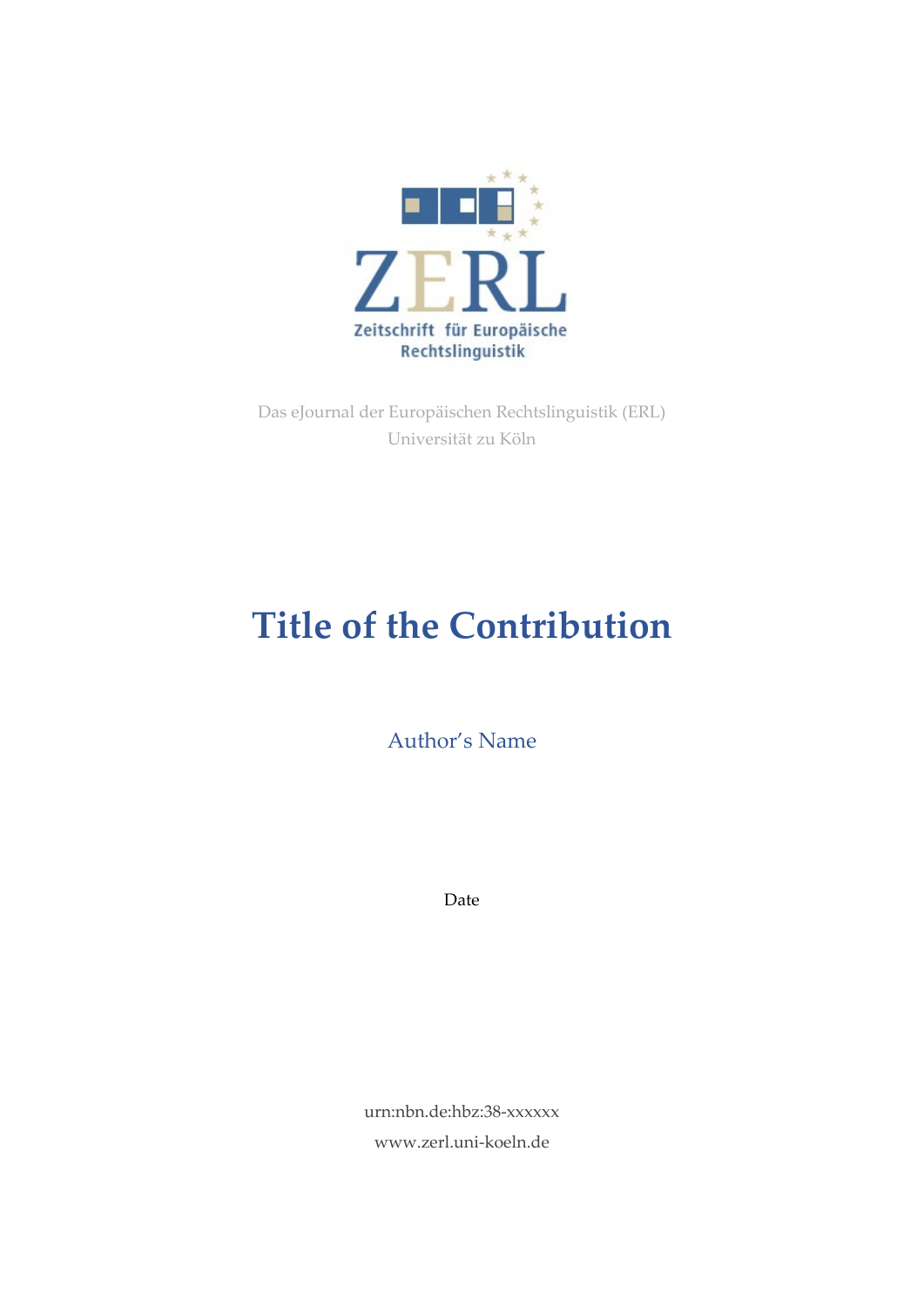ZERL

Zeitschrift für Europäische Rechtslinguistik

Das eJournal der Europäischen Rechtslinguistik (ERL)
Universität zu Köln

# Title of the Contribution

Author's Name

Date

urn:nbn.de:hbz:38-xxxxxx
www.zerl.uni-koeln.de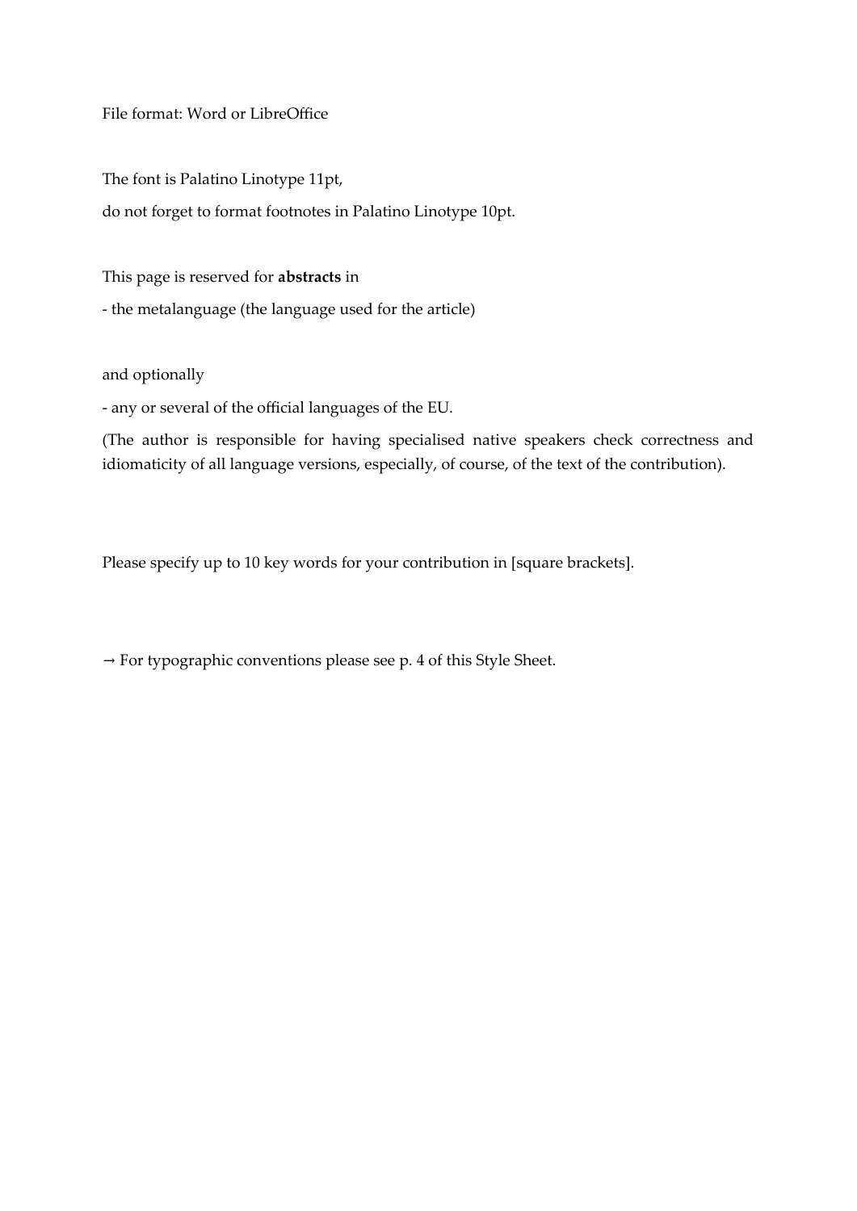File format: Word or LibreOffice

The font is Palatino Linotype 11pt,

do not forget to format footnotes in Palatino Linotype 10pt.

This page is reserved for **abstracts** in

- the metalanguage (the language used for the article)

and optionally

- any or several of the official languages of the EU.

(The author is responsible for having specialised native speakers check correctness and idiomaticity of all language versions, especially, of course, of the text of the contribution).

Please specify up to 10 key words for your contribution in [square brackets].

→ For typographic conventions please see p. 4 of this Style Sheet.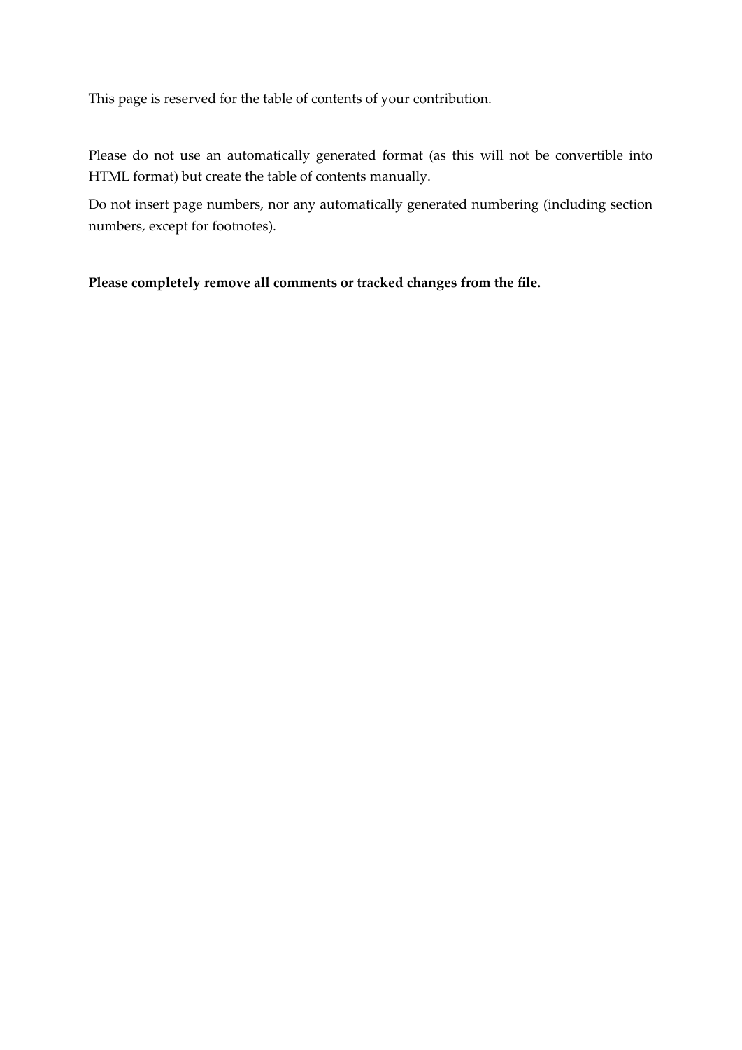This page is reserved for the table of contents of your contribution.

Please do not use an automatically generated format (as this will not be convertible into HTML format) but create the table of contents manually.

Do not insert page numbers, nor any automatically generated numbering (including section numbers, except for footnotes).

**Please completely remove all comments or tracked changes from the file.**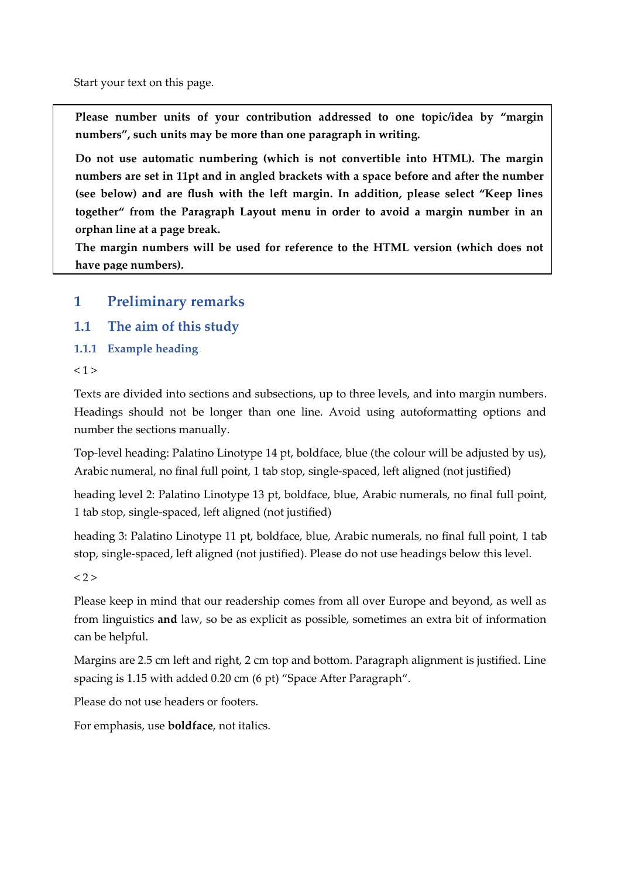Start your text on this page.

**Please number units of your contribution addressed to one topic/idea by “margin numbers”, such units may be more than one paragraph in writing.**

**Do not use automatic numbering (which is not convertible into HTML). The margin numbers are set in 11pt and in angled brackets with a space before and after the number (see below) and are flush with the left margin. In addition, please select “Keep lines together“ from the Paragraph Layout menu in order to avoid a margin number in an orphan line at a page break.**

**The margin numbers will be used for reference to the HTML version (which does not have page numbers).**

# 1 Preliminary remarks

## 1.1 The aim of this study

### 1.1.1 Example heading

< 1 >

Texts are divided into sections and subsections, up to three levels, and into margin numbers. Headings should not be longer than one line. Avoid using autoformatting options and number the sections manually.

Top-level heading: Palatino Linotype 14 pt, boldface, blue (the colour will be adjusted by us), Arabic numeral, no final full point, 1 tab stop, single-spaced, left aligned (not justified)

heading level 2: Palatino Linotype 13 pt, boldface, blue, Arabic numerals, no final full point, 1 tab stop, single-spaced, left aligned (not justified)

heading 3: Palatino Linotype 11 pt, boldface, blue, Arabic numerals, no final full point, 1 tab stop, single-spaced, left aligned (not justified). Please do not use headings below this level.

< 2 >

Please keep in mind that our readership comes from all over Europe and beyond, as well as from linguistics **and** law, so be as explicit as possible, sometimes an extra bit of information can be helpful.

Margins are 2.5 cm left and right, 2 cm top and bottom. Paragraph alignment is justified. Line spacing is 1.15 with added 0.20 cm (6 pt) “Space After Paragraph“.

Please do not use headers or footers.

For emphasis, use **boldface**, not italics.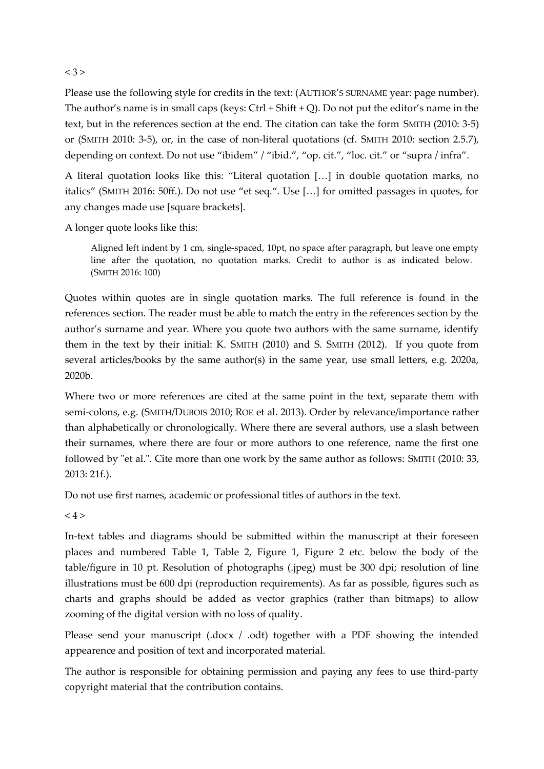< 3 >

Please use the following style for credits in the text: (AUTHOR'S SURNAME year: page number). The author's name is in small caps (keys: Ctrl + Shift + Q). Do not put the editor's name in the text, but in the references section at the end. The citation can take the form SMITH (2010: 3-5) or (SMITH 2010: 3-5), or, in the case of non-literal quotations (cf. SMITH 2010: section 2.5.7), depending on context. Do not use "ibidem" / "ibid.", "op. cit.", "loc. cit." or "supra / infra".

A literal quotation looks like this: "Literal quotation […] in double quotation marks, no italics" (SMITH 2016: 50ff.). Do not use "et seq.". Use […] for omitted passages in quotes, for any changes made use [square brackets].

A longer quote looks like this:

> Aligned left indent by 1 cm, single-spaced, 10pt, no space after paragraph, but leave one empty line after the quotation, no quotation marks. Credit to author is as indicated below. (SMITH 2016: 100)

Quotes within quotes are in single quotation marks. The full reference is found in the references section. The reader must be able to match the entry in the references section by the author's surname and year. Where you quote two authors with the same surname, identify them in the text by their initial: K. SMITH (2010) and S. SMITH (2012). If you quote from several articles/books by the same author(s) in the same year, use small letters, e.g. 2020a, 2020b.

Where two or more references are cited at the same point in the text, separate them with semi-colons, e.g. (SMITH/DUBOIS 2010; ROE et al. 2013). Order by relevance/importance rather than alphabetically or chronologically. Where there are several authors, use a slash between their surnames, where there are four or more authors to one reference, name the first one followed by "et al.". Cite more than one work by the same author as follows: SMITH (2010: 33, 2013: 21f.).

Do not use first names, academic or professional titles of authors in the text.

< 4 >

In-text tables and diagrams should be submitted within the manuscript at their foreseen places and numbered Table 1, Table 2, Figure 1, Figure 2 etc. below the body of the table/figure in 10 pt. Resolution of photographs (.jpeg) must be 300 dpi; resolution of line illustrations must be 600 dpi (reproduction requirements). As far as possible, figures such as charts and graphs should be added as vector graphics (rather than bitmaps) to allow zooming of the digital version with no loss of quality.

Please send your manuscript (.docx / .odt) together with a PDF showing the intended appearence and position of text and incorporated material.

The author is responsible for obtaining permission and paying any fees to use third-party copyright material that the contribution contains.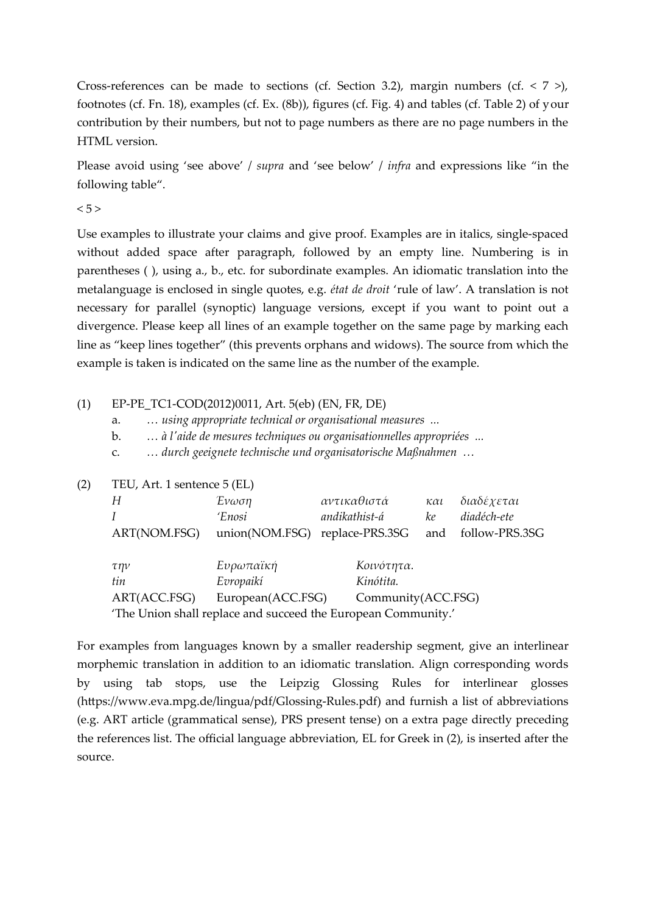Cross-references can be made to sections (cf. Section 3.2), margin numbers (cf. < 7 >), footnotes (cf. Fn. 18), examples (cf. Ex. (8b)), figures (cf. Fig. 4) and tables (cf. Table 2) of your contribution by their numbers, but not to page numbers as there are no page numbers in the HTML version.

Please avoid using 'see above' / *supra* and 'see below' / *infra* and expressions like "in the following table".

< 5 >

Use examples to illustrate your claims and give proof. Examples are in italics, single-spaced without added space after paragraph, followed by an empty line. Numbering is in parentheses ( ), using a., b., etc. for subordinate examples. An idiomatic translation into the metalanguage is enclosed in single quotes, e.g. *état de droit* 'rule of law'. A translation is not necessary for parallel (synoptic) language versions, except if you want to point out a divergence. Please keep all lines of an example together on the same page by marking each line as "keep lines together" (this prevents orphans and widows). The source from which the example is taken is indicated on the same line as the number of the example.

(1) EP-PE_TC1-COD(2012)0011, Art. 5(eb) (EN, FR, DE)

a. … *using appropriate technical or organisational measures* ...

b. … *à l'aide de mesures techniques ou organisationnelles appropriées* ...

c. … *durch geeignete technische und organisatorische Maßnahmen* …

(2) TEU, Art. 1 sentence 5 (EL)

| *Η* | *Ένωση* | *αντικαθιστά* | *και* | *διαδέχεται* |
|---|---|---|---|---|
| *I* | *'Enosi* | *andikathist-á* | *ke* | *diadéch-ete* |
| ART(NOM.FSG) | union(NOM.FSG) | replace-PRS.3SG | and | follow-PRS.3SG |

| *την* | *Ευρωπαϊκή* | *Κοινότητα.* |
|---|---|---|
| *tin* | *Evropaikí* | *Kinótita.* |
| ART(ACC.FSG) | European(ACC.FSG) | Community(ACC.FSG) |

'The Union shall replace and succeed the European Community.'

For examples from languages known by a smaller readership segment, give an interlinear morphemic translation in addition to an idiomatic translation. Align corresponding words by using tab stops, use the Leipzig Glossing Rules for interlinear glosses (https://www.eva.mpg.de/lingua/pdf/Glossing-Rules.pdf) and furnish a list of abbreviations (e.g. ART article (grammatical sense), PRS present tense) on a extra page directly preceding the references list. The official language abbreviation, EL for Greek in (2), is inserted after the source.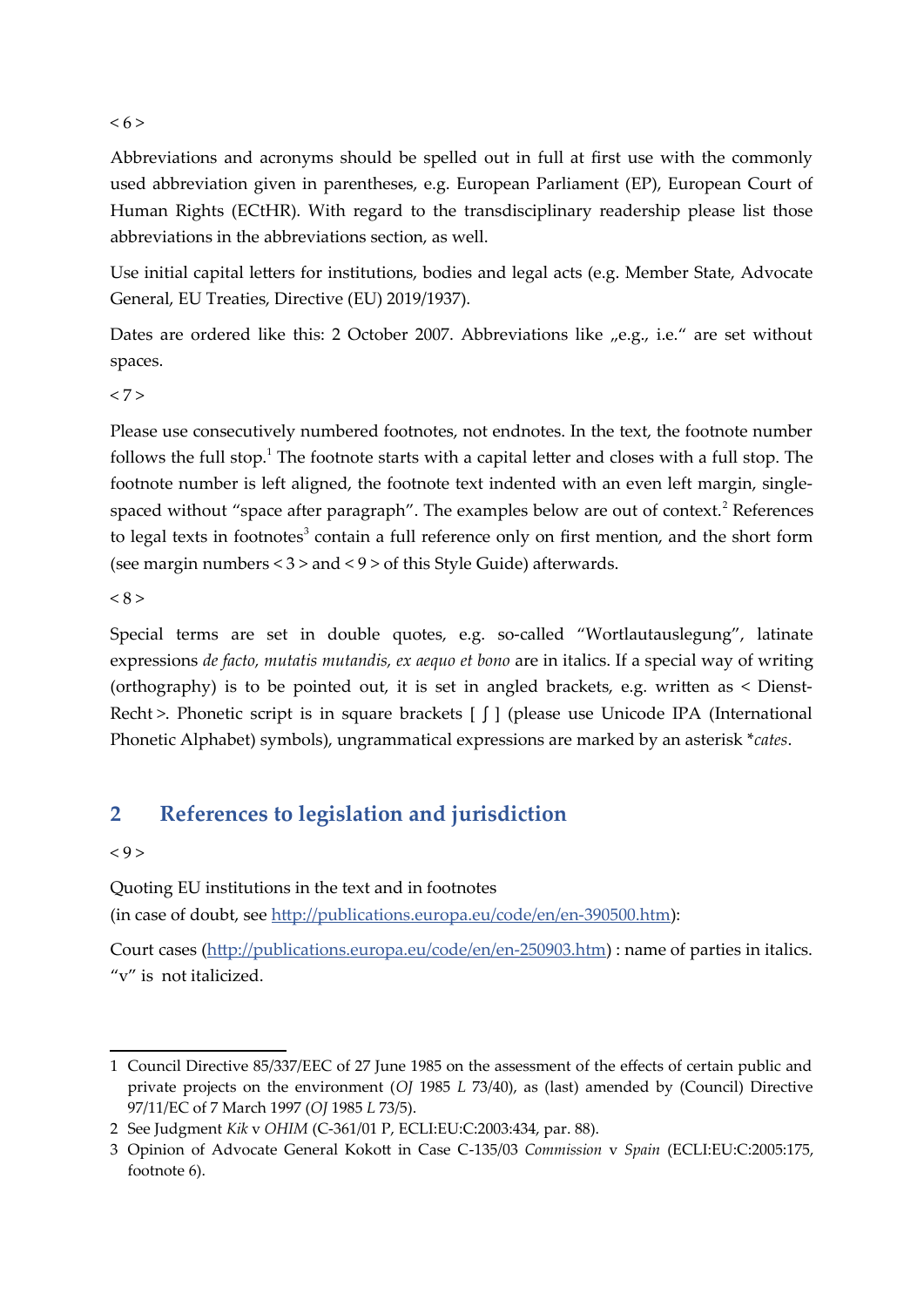< 6 >

Abbreviations and acronyms should be spelled out in full at first use with the commonly used abbreviation given in parentheses, e.g. European Parliament (EP), European Court of Human Rights (ECtHR). With regard to the transdisciplinary readership please list those abbreviations in the abbreviations section, as well.

Use initial capital letters for institutions, bodies and legal acts (e.g. Member State, Advocate General, EU Treaties, Directive (EU) 2019/1937).

Dates are ordered like this: 2 October 2007. Abbreviations like „e.g., i.e.“ are set without spaces.

< 7 >

Please use consecutively numbered footnotes, not endnotes. In the text, the footnote number follows the full stop.[1] The footnote starts with a capital letter and closes with a full stop. The footnote number is left aligned, the footnote text indented with an even left margin, single-spaced without "space after paragraph". The examples below are out of context.[2] References to legal texts in footnotes[3] contain a full reference only on first mention, and the short form (see margin numbers < 3 > and < 9 > of this Style Guide) afterwards.

< 8 >

Special terms are set in double quotes, e.g. so-called "Wortlautauslegung", latinate expressions *de facto, mutatis mutandis, ex aequo et bono* are in italics. If a special way of writing (orthography) is to be pointed out, it is set in angled brackets, e.g. written as < Dienst-Recht >. Phonetic script is in square brackets [ ʃ ] (please use Unicode IPA (International Phonetic Alphabet) symbols), ungrammatical expressions are marked by an asterisk **cates*.

## 2 References to legislation and jurisdiction

< 9 >

Quoting EU institutions in the text and in footnotes
(in case of doubt, see http://publications.europa.eu/code/en/en-390500.htm):

Court cases (http://publications.europa.eu/code/en/en-250903.htm) : name of parties in italics. "v" is not italicized.

---

1 Council Directive 85/337/EEC of 27 June 1985 on the assessment of the effects of certain public and private projects on the environment (*OJ* 1985 *L* 73/40), as (last) amended by (Council) Directive 97/11/EC of 7 March 1997 (*OJ* 1985 *L* 73/5).

2 See Judgment *Kik* v *OHIM* (C-361/01 P, ECLI:EU:C:2003:434, par. 88).

3 Opinion of Advocate General Kokott in Case C-135/03 *Commission* v *Spain* (ECLI:EU:C:2005:175, footnote 6).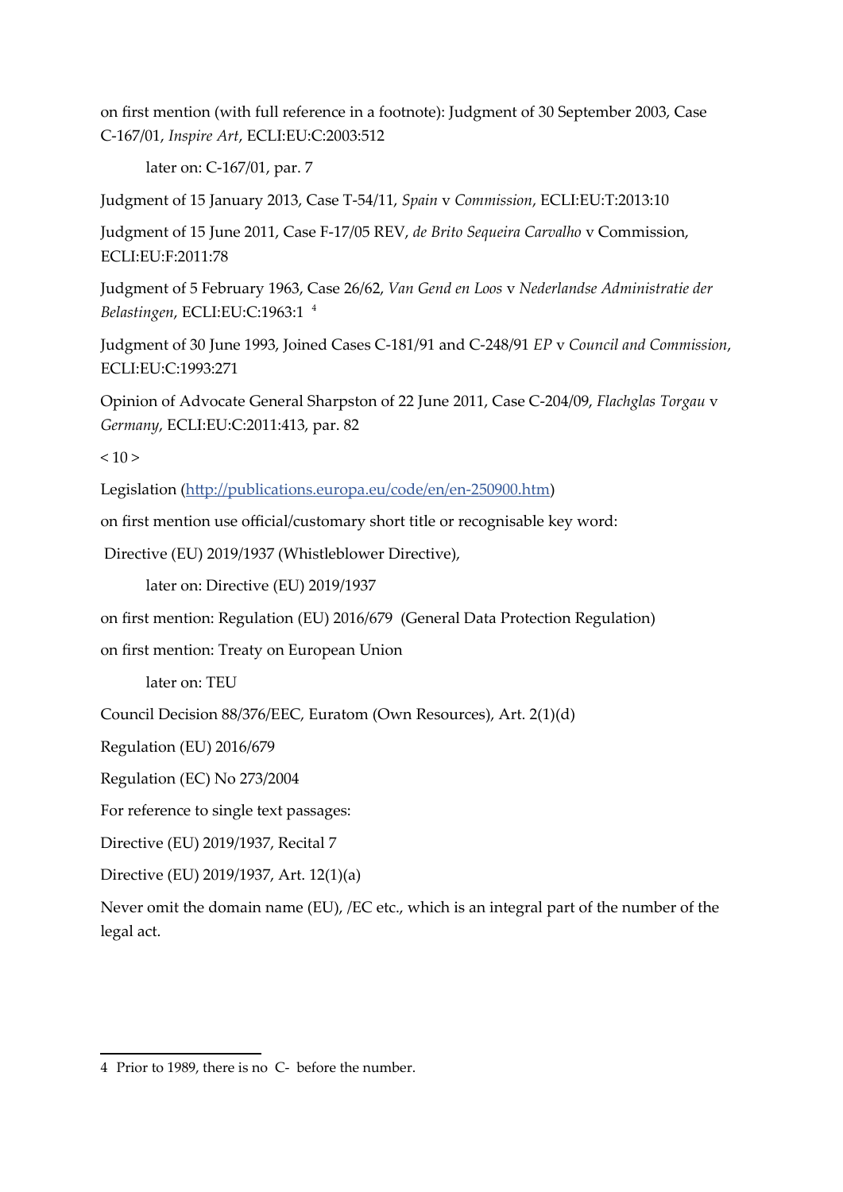on first mention (with full reference in a footnote): Judgment of 30 September 2003, Case C-167/01, *Inspire Art*, ECLI:EU:C:2003:512

later on: C-167/01, par. 7

Judgment of 15 January 2013, Case T-54/11, *Spain* v *Commission*, ECLI:EU:T:2013:10

Judgment of 15 June 2011, Case F-17/05 REV, *de Brito Sequeira Carvalho* v Commission, ECLI:EU:F:2011:78

Judgment of 5 February 1963, Case 26/62, *Van Gend en Loos* v *Nederlandse Administratie der Belastingen*, ECLI:EU:C:1963:1 [4]

Judgment of 30 June 1993, Joined Cases C-181/91 and C-248/91 *EP* v *Council and Commission*, ECLI:EU:C:1993:271

Opinion of Advocate General Sharpston of 22 June 2011, Case C-204/09, *Flachglas Torgau* v *Germany*, ECLI:EU:C:2011:413, par. 82

< 10 >

Legislation (http://publications.europa.eu/code/en/en-250900.htm)

on first mention use official/customary short title or recognisable key word:

Directive (EU) 2019/1937 (Whistleblower Directive),

later on: Directive (EU) 2019/1937

on first mention: Regulation (EU) 2016/679 (General Data Protection Regulation)

on first mention: Treaty on European Union

later on: TEU

Council Decision 88/376/EEC, Euratom (Own Resources), Art. 2(1)(d)

Regulation (EU) 2016/679

Regulation (EC) No 273/2004

For reference to single text passages:

Directive (EU) 2019/1937, Recital 7

Directive (EU) 2019/1937, Art. 12(1)(a)

Never omit the domain name (EU), /EC etc., which is an integral part of the number of the legal act.

---

[4] Prior to 1989, there is no C- before the number.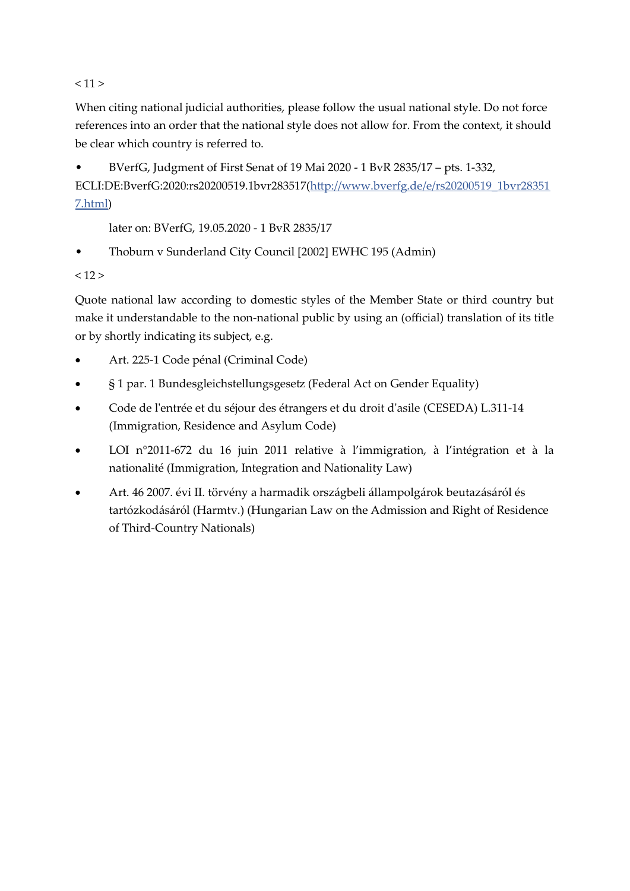< 11 >

When citing national judicial authorities, please follow the usual national style. Do not force references into an order that the national style does not allow for. From the context, it should be clear which country is referred to.

- BVerfG, Judgment of First Senat of 19 Mai 2020 - 1 BvR 2835/17 – pts. 1-332, ECLI:DE:BverfG:2020:rs20200519.1bvr283517([http://www.bverfg.de/e/rs20200519_1bvr283517.html](http://www.bverfg.de/e/rs20200519_1bvr283517.html))

  later on: BVerfG, 19.05.2020 - 1 BvR 2835/17

- Thoburn v Sunderland City Council [2002] EWHC 195 (Admin)

< 12 >

Quote national law according to domestic styles of the Member State or third country but make it understandable to the non-national public by using an (official) translation of its title or by shortly indicating its subject, e.g.

- Art. 225-1 Code pénal (Criminal Code)
- § 1 par. 1 Bundesgleichstellungsgesetz (Federal Act on Gender Equality)
- Code de l'entrée et du séjour des étrangers et du droit d'asile (CESEDA) L.311-14 (Immigration, Residence and Asylum Code)
- LOI n°2011-672 du 16 juin 2011 relative à l'immigration, à l'intégration et à la nationalité (Immigration, Integration and Nationality Law)
- Art. 46 2007. évi II. törvény a harmadik országbeli állampolgárok beutazásáról és tartózkodásáról (Harmtv.) (Hungarian Law on the Admission and Right of Residence of Third-Country Nationals)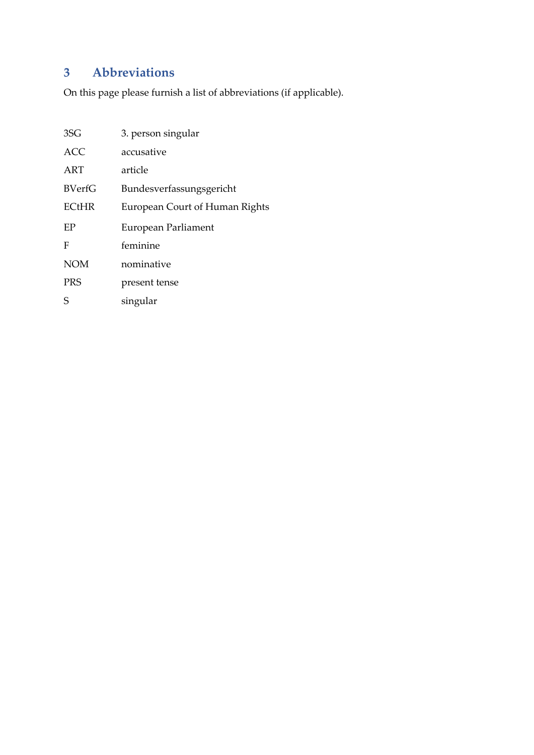## 3 Abbreviations

On this page please furnish a list of abbreviations (if applicable).

| | |
|---|---|
| 3SG | 3. person singular |
| ACC | accusative |
| ART | article |
| BVerfG | Bundesverfassungsgericht |
| ECtHR | European Court of Human Rights |
| EP | European Parliament |
| F | feminine |
| NOM | nominative |
| PRS | present tense |
| S | singular |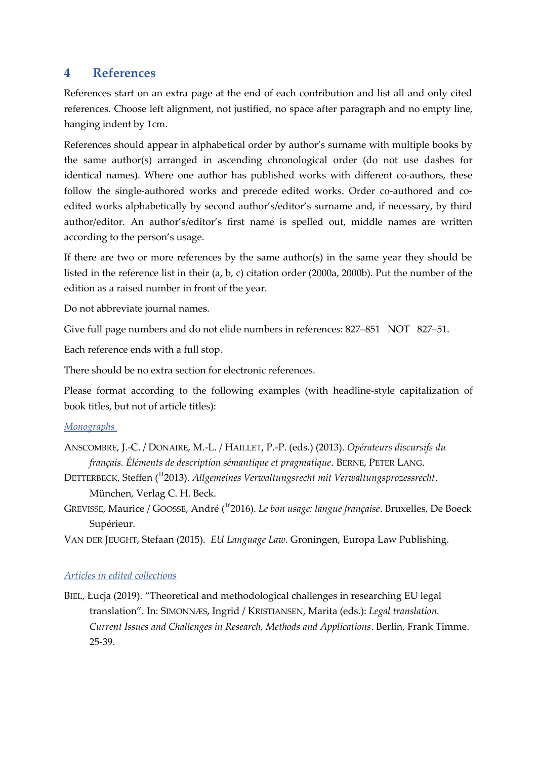## 4 References

References start on an extra page at the end of each contribution and list all and only cited references. Choose left alignment, not justified, no space after paragraph and no empty line, hanging indent by 1cm.

References should appear in alphabetical order by author's surname with multiple books by the same author(s) arranged in ascending chronological order (do not use dashes for identical names). Where one author has published works with different co-authors, these follow the single-authored works and precede edited works. Order co-authored and co-edited works alphabetically by second author's/editor's surname and, if necessary, by third author/editor. An author's/editor's first name is spelled out, middle names are written according to the person's usage.

If there are two or more references by the same author(s) in the same year they should be listed in the reference list in their (a, b, c) citation order (2000a, 2000b). Put the number of the edition as a raised number in front of the year.

Do not abbreviate journal names.

Give full page numbers and do not elide numbers in references: 827–851 NOT 827–51.

Each reference ends with a full stop.

There should be no extra section for electronic references.

Please format according to the following examples (with headline-style capitalization of book titles, but not of article titles):

*Monographs*

ANSCOMBRE, J.-C. / DONAIRE, M.-L. / HAILLET, P.-P. (eds.) (2013). *Opérateurs discursifs du français. Éléments de description sémantique et pragmatique*. BERNE, PETER LANG.

DETTERBECK, Steffen ($^{11}$2013). *Allgemeines Verwaltungsrecht mit Verwaltungsprozessrecht*. München, Verlag C. H. Beck.

GREVISSE, Maurice / GOOSSE, André ($^{16}$2016). *Le bon usage: langue française*. Bruxelles, De Boeck Supérieur.

VAN DER JEUGHT, Stefaan (2015). *EU Language Law*. Groningen, Europa Law Publishing.

*Articles in edited collections*

BIEL, Łucja (2019). "Theoretical and methodological challenges in researching EU legal translation". In: SIMONNÆS, Ingrid / KRISTIANSEN, Marita (eds.): *Legal translation. Current Issues and Challenges in Research, Methods and Applications*. Berlin, Frank Timme. 25-39.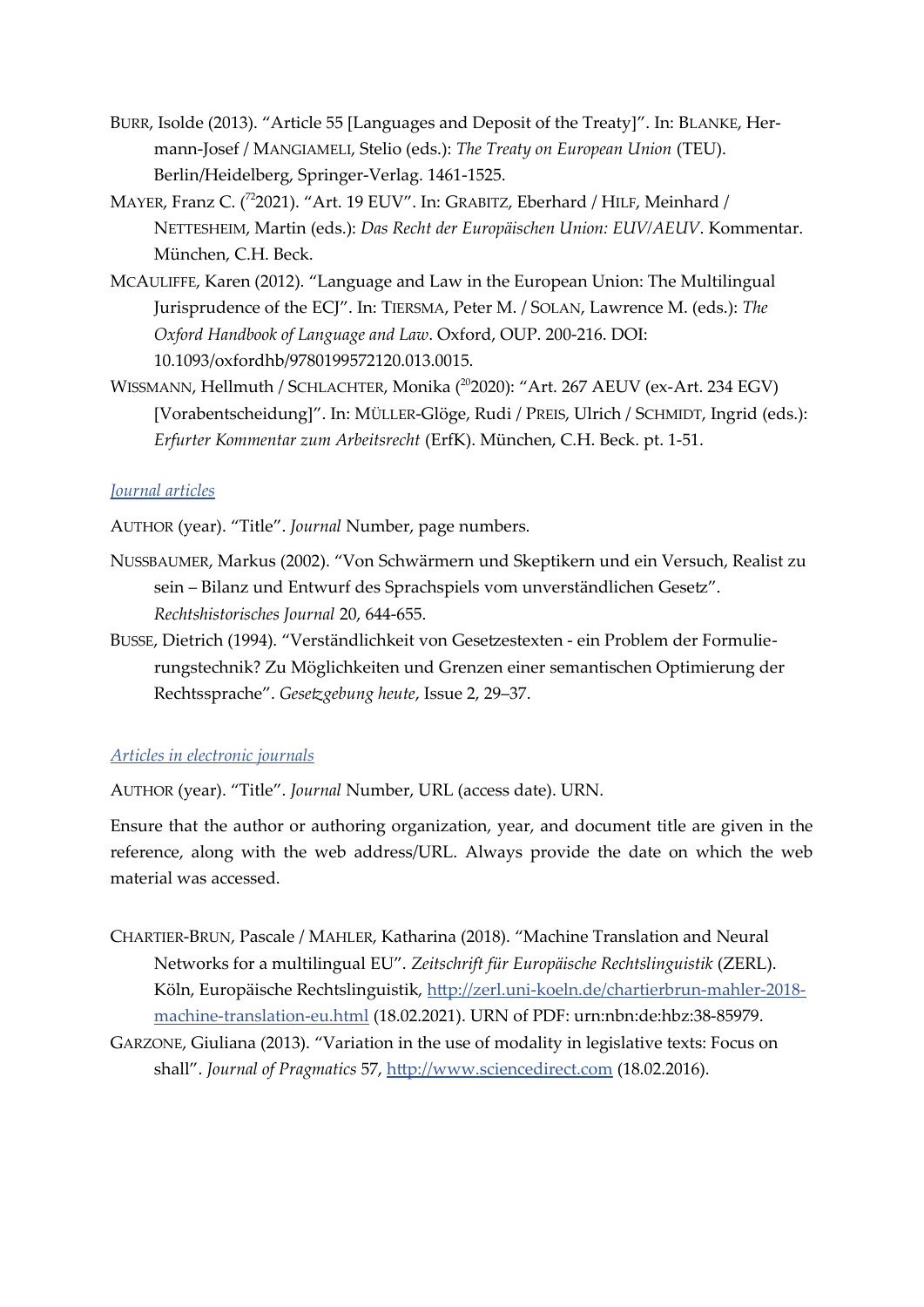BURR, Isolde (2013). "Article 55 [Languages and Deposit of the Treaty]". In: BLANKE, Hermann-Josef / MANGIAMELI, Stelio (eds.): *The Treaty on European Union* (TEU). Berlin/Heidelberg, Springer-Verlag. 1461-1525.

MAYER, Franz C. ([72]2021). "Art. 19 EUV". In: GRABITZ, Eberhard / HILF, Meinhard / NETTESHEIM, Martin (eds.): *Das Recht der Europäischen Union: EUV/AEUV*. Kommentar. München, C.H. Beck.

MCAULIFFE, Karen (2012). "Language and Law in the European Union: The Multilingual Jurisprudence of the ECJ". In: TIERSMA, Peter M. / SOLAN, Lawrence M. (eds.): *The Oxford Handbook of Language and Law*. Oxford, OUP. 200-216. DOI: 10.1093/oxfordhb/9780199572120.013.0015.

WISSMANN, Hellmuth / SCHLACHTER, Monika ([20]2020): "Art. 267 AEUV (ex-Art. 234 EGV) [Vorabentscheidung]". In: MÜLLER-Glöge, Rudi / PREIS, Ulrich / SCHMIDT, Ingrid (eds.): *Erfurter Kommentar zum Arbeitsrecht* (ErfK). München, C.H. Beck. pt. 1-51.

*Journal articles*

AUTHOR (year). "Title". *Journal* Number, page numbers.

NUSSBAUMER, Markus (2002). "Von Schwärmern und Skeptikern und ein Versuch, Realist zu sein – Bilanz und Entwurf des Sprachspiels vom unverständlichen Gesetz". *Rechtshistorisches Journal* 20, 644-655.

BUSSE, Dietrich (1994). "Verständlichkeit von Gesetzestexten - ein Problem der Formulierungstechnik? Zu Möglichkeiten und Grenzen einer semantischen Optimierung der Rechtssprache". *Gesetzgebung heute*, Issue 2, 29–37.

*Articles in electronic journals*

AUTHOR (year). "Title". *Journal* Number, URL (access date). URN.

Ensure that the author or authoring organization, year, and document title are given in the reference, along with the web address/URL. Always provide the date on which the web material was accessed.

CHARTIER-BRUN, Pascale / MAHLER, Katharina (2018). "Machine Translation and Neural Networks for a multilingual EU". *Zeitschrift für Europäische Rechtslinguistik* (ZERL). Köln, Europäische Rechtslinguistik, http://zerl.uni-koeln.de/chartierbrun-mahler-2018-machine-translation-eu.html (18.02.2021). URN of PDF: urn:nbn:de:hbz:38-85979.

GARZONE, Giuliana (2013). "Variation in the use of modality in legislative texts: Focus on shall". *Journal of Pragmatics* 57, http://www.sciencedirect.com (18.02.2016).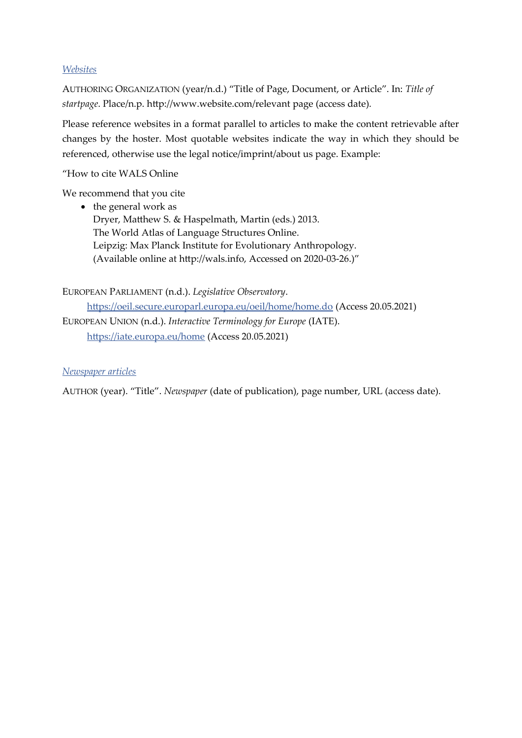*Websites*

AUTHORING ORGANIZATION (year/n.d.) "Title of Page, Document, or Article". In: *Title of startpage*. Place/n.p. http://www.website.com/relevant page (access date).

Please reference websites in a format parallel to articles to make the content retrievable after changes by the hoster. Most quotable websites indicate the way in which they should be referenced, otherwise use the legal notice/imprint/about us page. Example:

"How to cite WALS Online

We recommend that you cite

- the general work as
  Dryer, Matthew S. & Haspelmath, Martin (eds.) 2013.
  The World Atlas of Language Structures Online.
  Leipzig: Max Planck Institute for Evolutionary Anthropology.
  (Available online at http://wals.info, Accessed on 2020-03-26.)"

EUROPEAN PARLIAMENT (n.d.). *Legislative Observatory*.
  https://oeil.secure.europarl.europa.eu/oeil/home/home.do (Access 20.05.2021)

EUROPEAN UNION (n.d.). *Interactive Terminology for Europe* (IATE).
  https://iate.europa.eu/home (Access 20.05.2021)

*Newspaper articles*

AUTHOR (year). "Title". *Newspaper* (date of publication), page number, URL (access date).